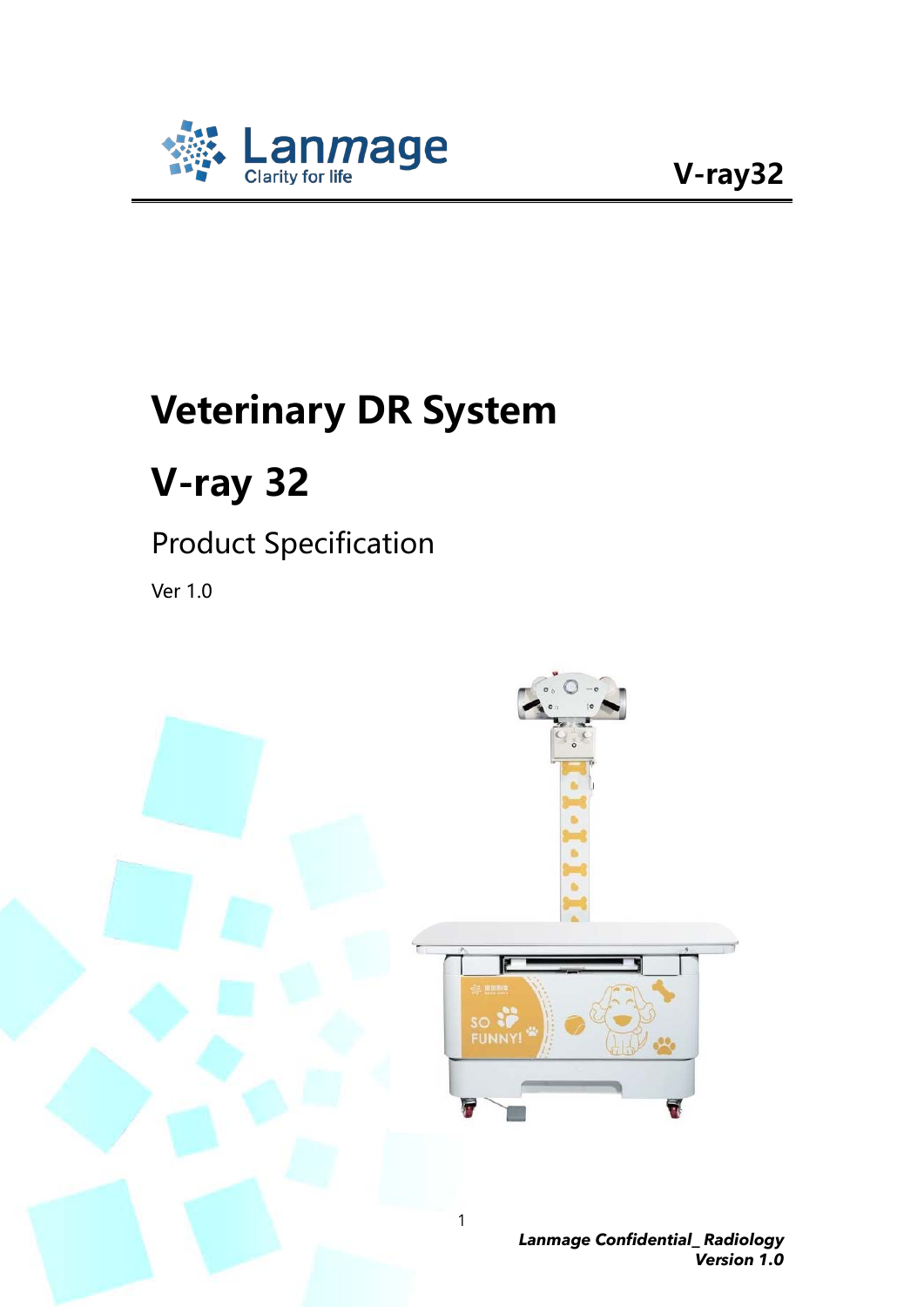# Veterinary DR System

# V-ray 32

## Product Specification

Ver 1.0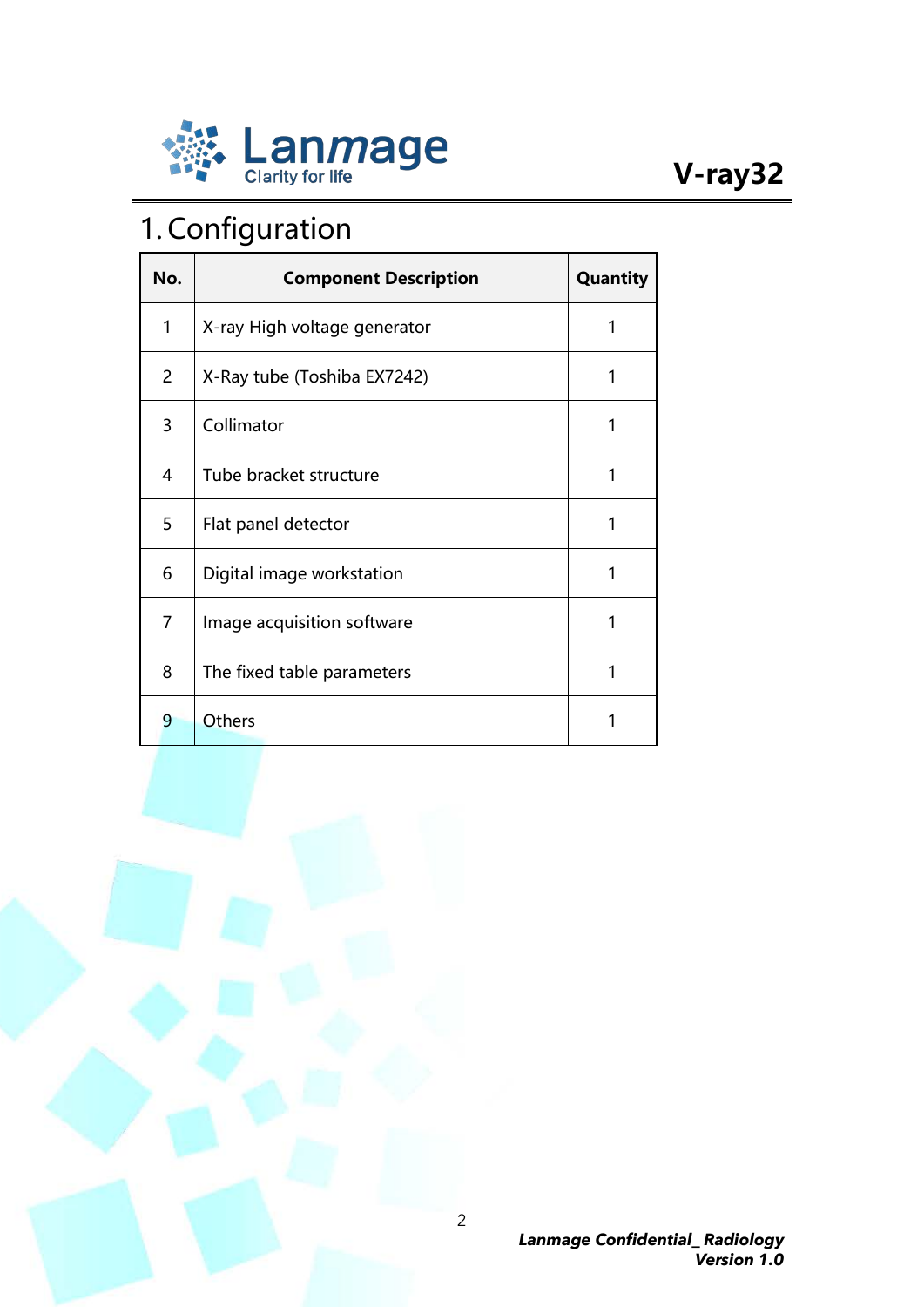# 1. Configuration

| No. | Component Description | Quantity |
|---|---|---|
| 1 | X-ray High voltage generator | 1 |
| 2 | X-Ray tube (Toshiba EX7242) | 1 |
| 3 | Collimator | 1 |
| 4 | Tube bracket structure | 1 |
| 5 | Flat panel detector | 1 |
| 6 | Digital image workstation | 1 |
| 7 | Image acquisition software | 1 |
| 8 | The fixed table parameters | 1 |
| 9 | Others | 1 |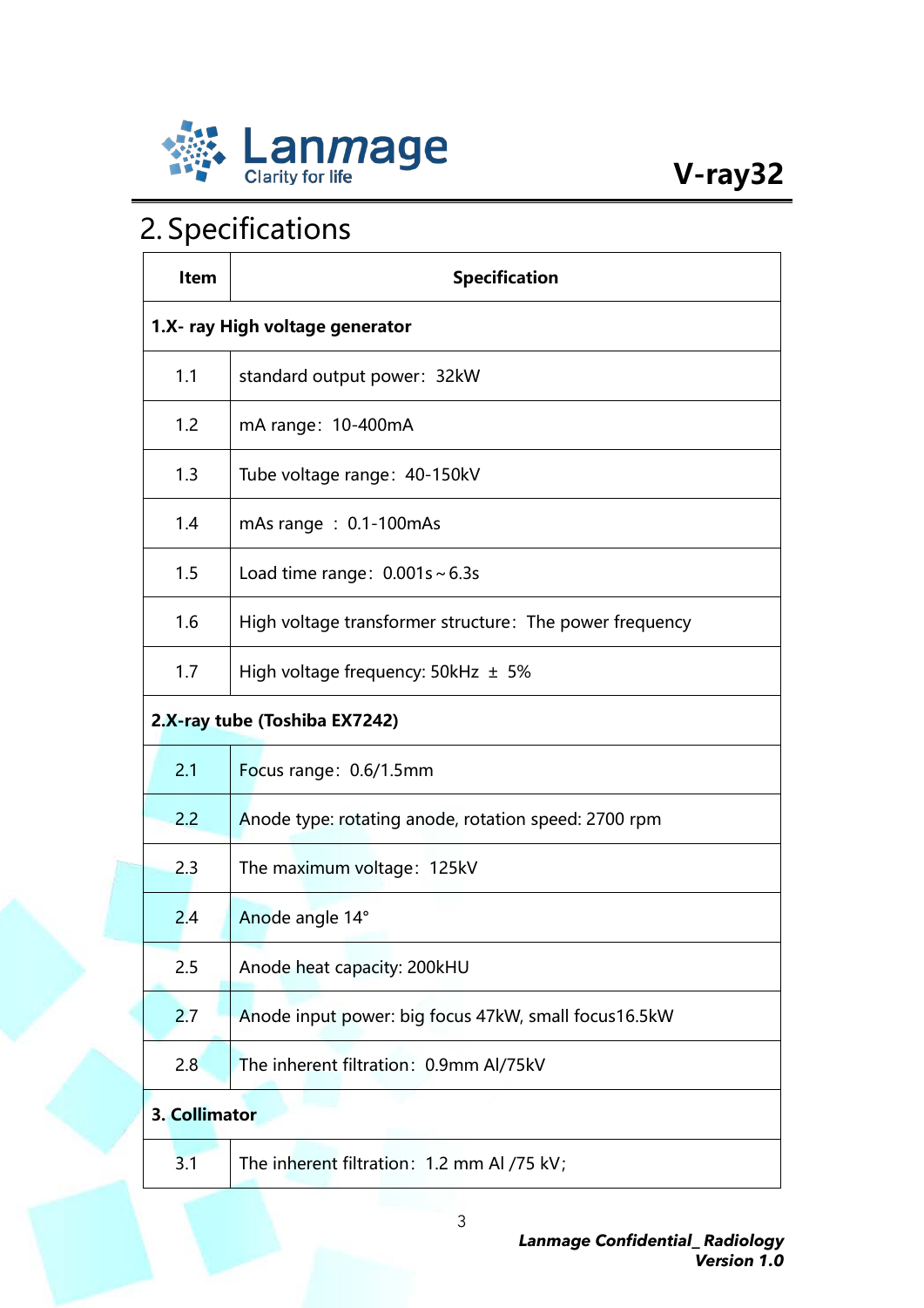## 2. Specifications

| Item | Specification |
| --- | --- |
| **1.X- ray High voltage generator** | |
| 1.1 | standard output power：32kW |
| 1.2 | mA range：10-400mA |
| 1.3 | Tube voltage range：40-150kV |
| 1.4 | mAs range ：0.1-100mAs |
| 1.5 | Load time range：0.001s～6.3s |
| 1.6 | High voltage transformer structure：The power frequency |
| 1.7 | High voltage frequency: 50kHz ± 5% |
| **2.X-ray tube (Toshiba EX7242)** | |
| 2.1 | Focus range：0.6/1.5mm |
| 2.2 | Anode type: rotating anode, rotation speed: 2700 rpm |
| 2.3 | The maximum voltage：125kV |
| 2.4 | Anode angle 14° |
| 2.5 | Anode heat capacity: 200kHU |
| 2.7 | Anode input power: big focus 47kW, small focus16.5kW |
| 2.8 | The inherent filtration：0.9mm Al/75kV |
| **3. Collimator** | |
| 3.1 | The inherent filtration：1.2 mm Al /75 kV； |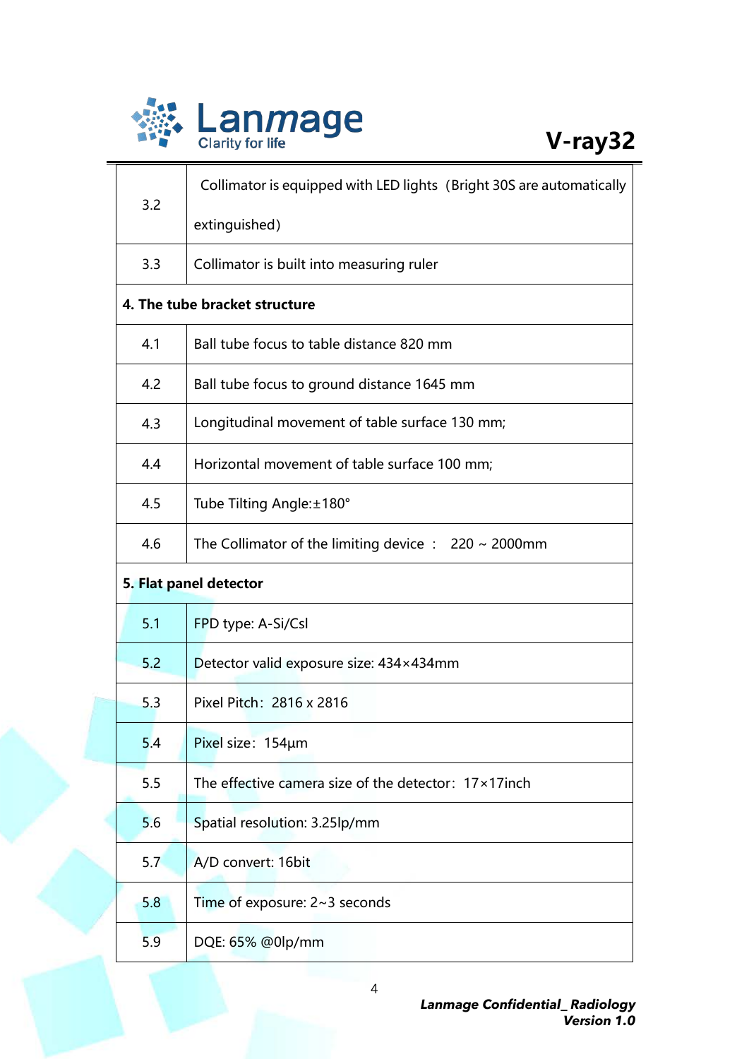| | |
|---|---|
| 3.2 | Collimator is equipped with LED lights（Bright 30S are automatically extinguished） |
| 3.3 | Collimator is built into measuring ruler |
| **4. The tube bracket structure** | |
| 4.1 | Ball tube focus to table distance 820 mm |
| 4.2 | Ball tube focus to ground distance 1645 mm |
| 4.3 | Longitudinal movement of table surface 130 mm; |
| 4.4 | Horizontal movement of table surface 100 mm; |
| 4.5 | Tube Tilting Angle:±180° |
| 4.6 | The Collimator of the limiting device ： 220 ~ 2000mm |
| **5. Flat panel detector** | |
| 5.1 | FPD type: A-Si/Csl |
| 5.2 | Detector valid exposure size: 434×434mm |
| 5.3 | Pixel Pitch：2816 x 2816 |
| 5.4 | Pixel size：154µm |
| 5.5 | The effective camera size of the detector：17×17inch |
| 5.6 | Spatial resolution: 3.25lp/mm |
| 5.7 | A/D convert: 16bit |
| 5.8 | Time of exposure: 2~3 seconds |
| 5.9 | DQE: 65% @0lp/mm |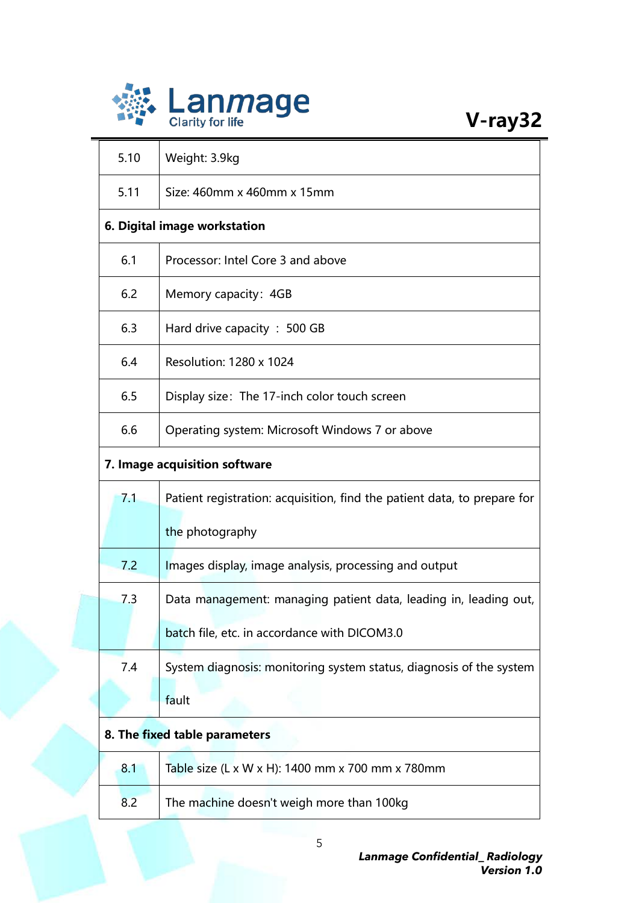| | |
|---|---|
| 5.10 | Weight: 3.9kg |
| 5.11 | Size: 460mm x 460mm x 15mm |
| **6. Digital image workstation** | |
| 6.1 | Processor: Intel Core 3 and above |
| 6.2 | Memory capacity：4GB |
| 6.3 | Hard drive capacity ：500 GB |
| 6.4 | Resolution: 1280 x 1024 |
| 6.5 | Display size：The 17-inch color touch screen |
| 6.6 | Operating system: Microsoft Windows 7 or above |
| **7. Image acquisition software** | |
| 7.1 | Patient registration: acquisition, find the patient data, to prepare for the photography |
| 7.2 | Images display, image analysis, processing and output |
| 7.3 | Data management: managing patient data, leading in, leading out, batch file, etc. in accordance with DICOM3.0 |
| 7.4 | System diagnosis: monitoring system status, diagnosis of the system fault |
| **8. The fixed table parameters** | |
| 8.1 | Table size (L x W x H): 1400 mm x 700 mm x 780mm |
| 8.2 | The machine doesn't weigh more than 100kg |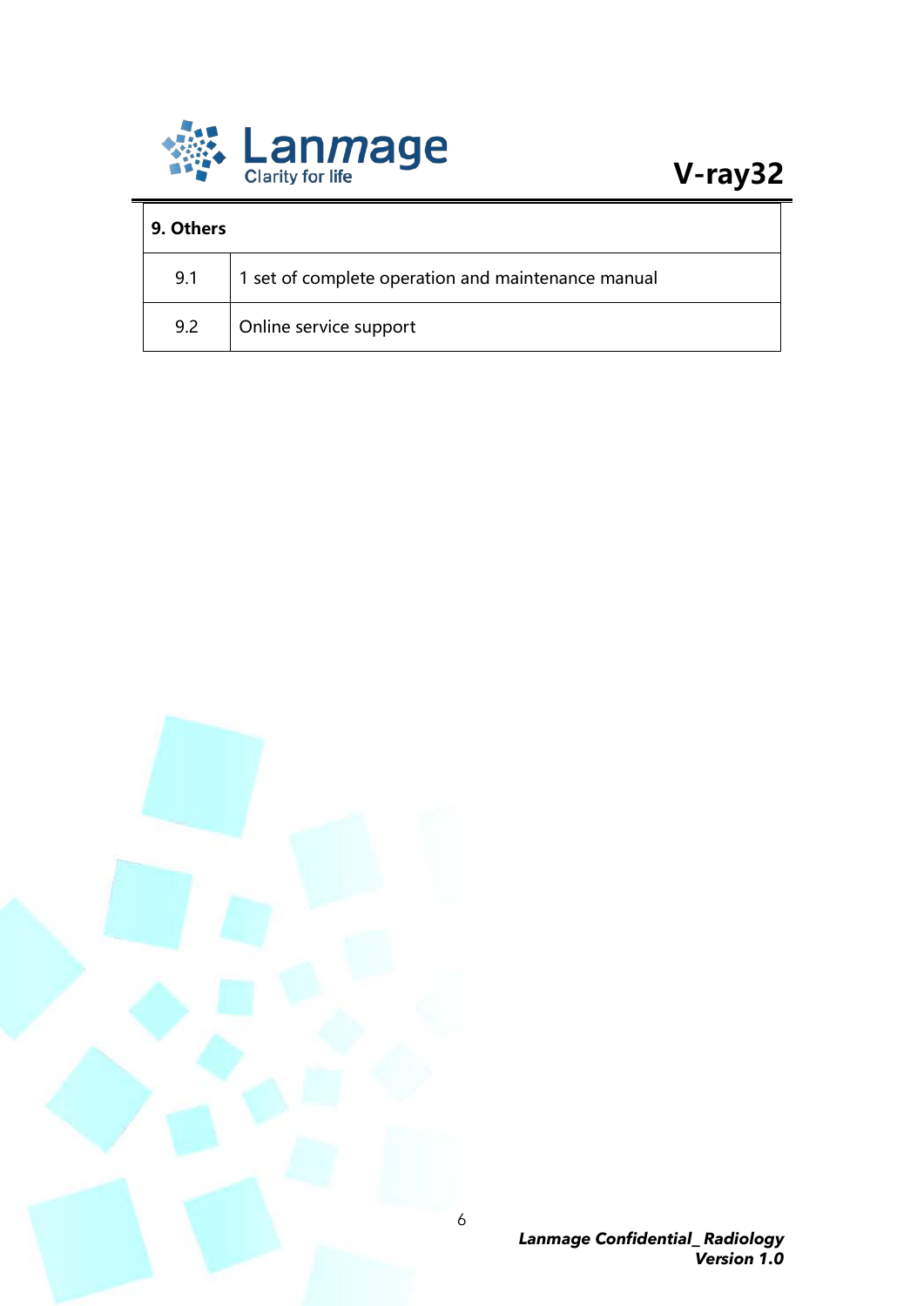| 9. Others | |
|---|---|
| 9.1 | 1 set of complete operation and maintenance manual |
| 9.2 | Online service support |